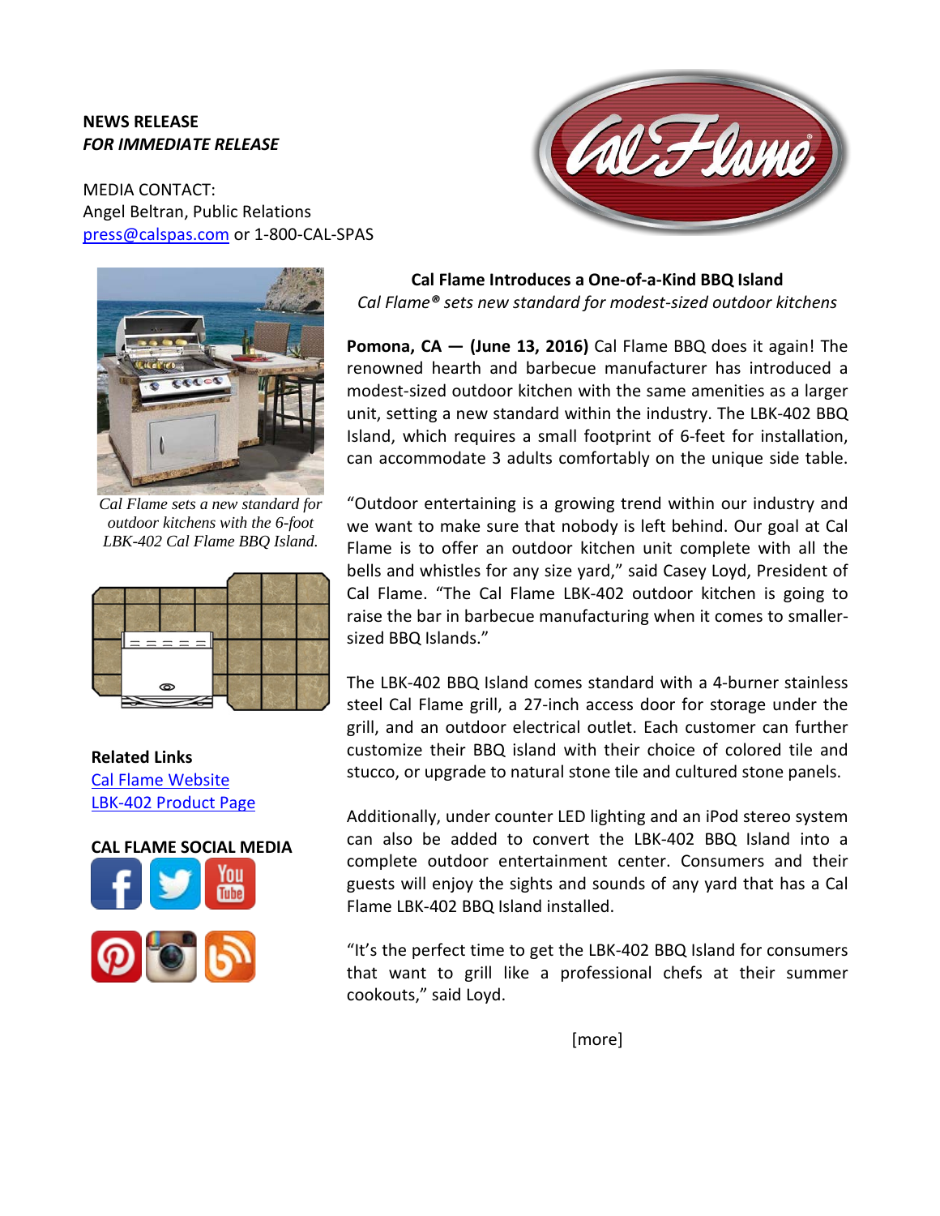**NEWS RELEASE**
***FOR IMMEDIATE RELEASE***

MEDIA CONTACT:
Angel Beltran, Public Relations
press@calspas.com or 1-800-CAL-SPAS

*Cal Flame sets a new standard for outdoor kitchens with the 6-foot LBK-402 Cal Flame BBQ Island.*

**Related Links**
Cal Flame Website
LBK-402 Product Page

**CAL FLAME SOCIAL MEDIA**

**Cal Flame Introduces a One-of-a-Kind BBQ Island**

*Cal Flame® sets new standard for modest-sized outdoor kitchens*

**Pomona, CA — (June 13, 2016)** Cal Flame BBQ does it again! The renowned hearth and barbecue manufacturer has introduced a modest-sized outdoor kitchen with the same amenities as a larger unit, setting a new standard within the industry. The LBK-402 BBQ Island, which requires a small footprint of 6-feet for installation, can accommodate 3 adults comfortably on the unique side table.

"Outdoor entertaining is a growing trend within our industry and we want to make sure that nobody is left behind. Our goal at Cal Flame is to offer an outdoor kitchen unit complete with all the bells and whistles for any size yard," said Casey Loyd, President of Cal Flame. "The Cal Flame LBK-402 outdoor kitchen is going to raise the bar in barbecue manufacturing when it comes to smaller-sized BBQ Islands."

The LBK-402 BBQ Island comes standard with a 4-burner stainless steel Cal Flame grill, a 27-inch access door for storage under the grill, and an outdoor electrical outlet. Each customer can further customize their BBQ island with their choice of colored tile and stucco, or upgrade to natural stone tile and cultured stone panels.

Additionally, under counter LED lighting and an iPod stereo system can also be added to convert the LBK-402 BBQ Island into a complete outdoor entertainment center. Consumers and their guests will enjoy the sights and sounds of any yard that has a Cal Flame LBK-402 BBQ Island installed.

"It's the perfect time to get the LBK-402 BBQ Island for consumers that want to grill like a professional chefs at their summer cookouts," said Loyd.

[more]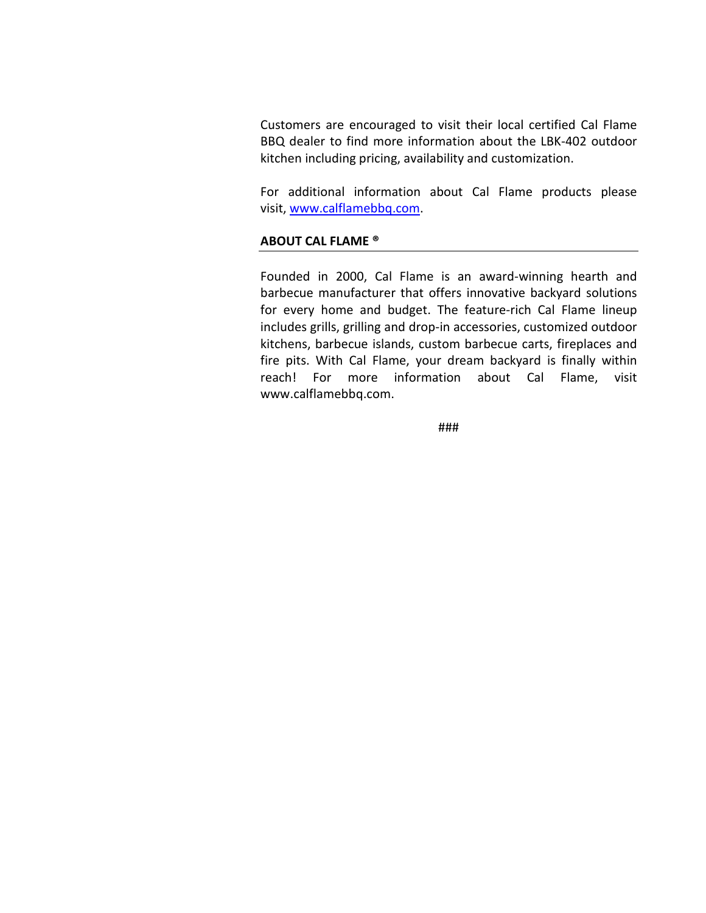Customers are encouraged to visit their local certified Cal Flame BBQ dealer to find more information about the LBK-402 outdoor kitchen including pricing, availability and customization.

For additional information about Cal Flame products please visit, [www.calflamebbq.com](http://www.calflamebbq.com).

## ABOUT CAL FLAME ®

Founded in 2000, Cal Flame is an award-winning hearth and barbecue manufacturer that offers innovative backyard solutions for every home and budget. The feature-rich Cal Flame lineup includes grills, grilling and drop-in accessories, customized outdoor kitchens, barbecue islands, custom barbecue carts, fireplaces and fire pits. With Cal Flame, your dream backyard is finally within reach! For more information about Cal Flame, visit www.calflamebbq.com.

###